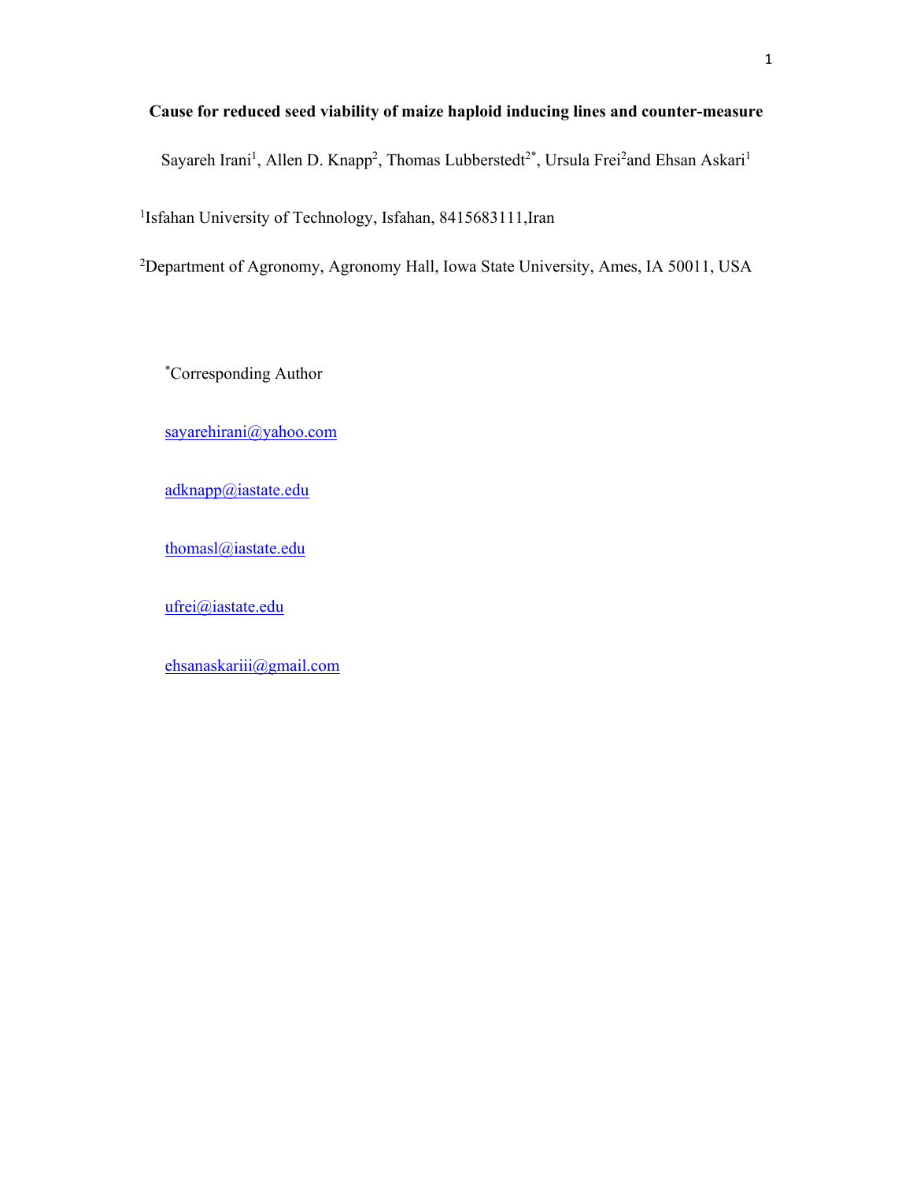# Cause for reduced seed viability of maize haploid inducing lines and counter-measure

Sayareh Irani[1], Allen D. Knapp[2], Thomas Lubberstedt[2*], Ursula Frei[2] and Ehsan Askari[1]

[1]Isfahan University of Technology, Isfahan, 8415683111,Iran

[2]Department of Agronomy, Agronomy Hall, Iowa State University, Ames, IA 50011, USA

[*]Corresponding Author

sayarehirani@yahoo.com

adknapp@iastate.edu

thomasl@iastate.edu

ufrei@iastate.edu

ehsanaskariii@gmail.com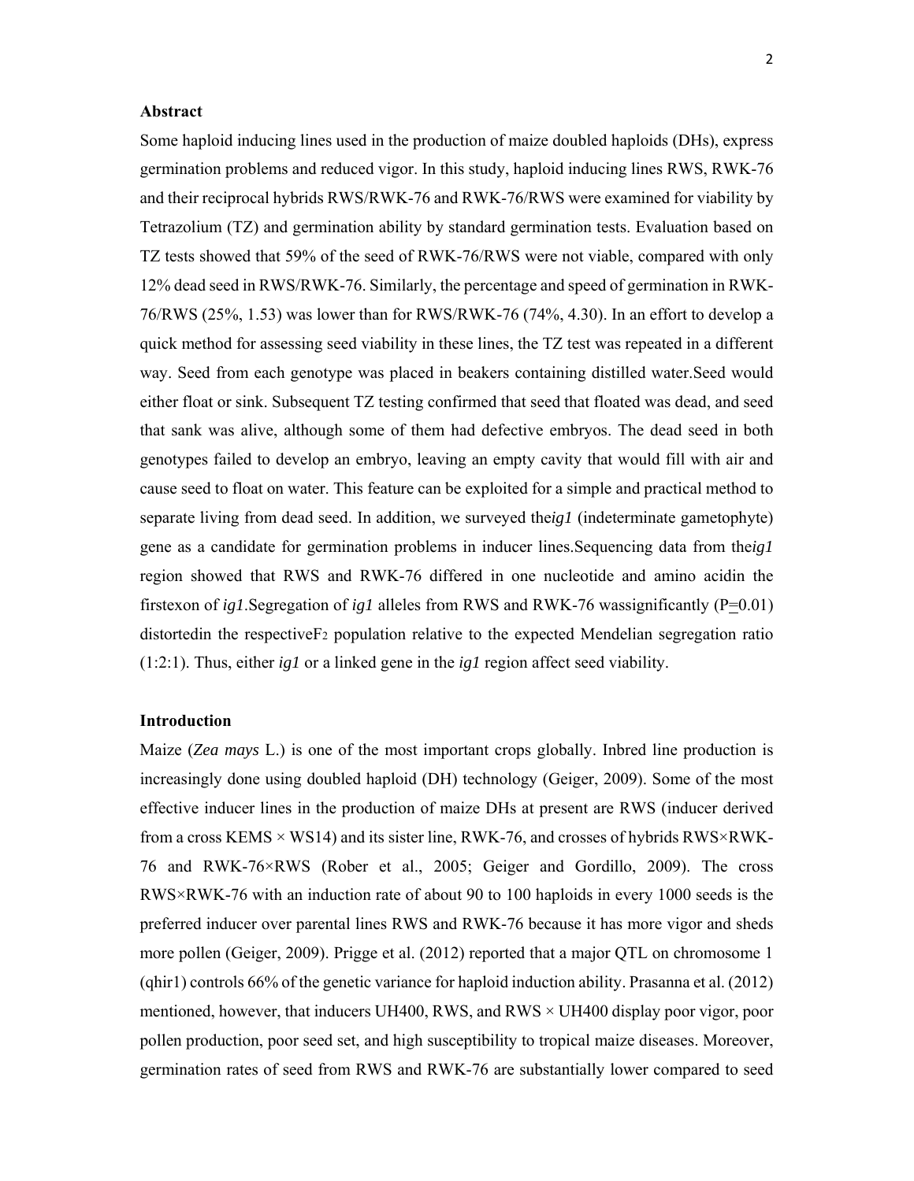## Abstract

Some haploid inducing lines used in the production of maize doubled haploids (DHs), express germination problems and reduced vigor. In this study, haploid inducing lines RWS, RWK-76 and their reciprocal hybrids RWS/RWK-76 and RWK-76/RWS were examined for viability by Tetrazolium (TZ) and germination ability by standard germination tests. Evaluation based on TZ tests showed that 59% of the seed of RWK-76/RWS were not viable, compared with only 12% dead seed in RWS/RWK-76. Similarly, the percentage and speed of germination in RWK-76/RWS (25%, 1.53) was lower than for RWS/RWK-76 (74%, 4.30). In an effort to develop a quick method for assessing seed viability in these lines, the TZ test was repeated in a different way. Seed from each genotype was placed in beakers containing distilled water.Seed would either float or sink. Subsequent TZ testing confirmed that seed that floated was dead, and seed that sank was alive, although some of them had defective embryos. The dead seed in both genotypes failed to develop an embryo, leaving an empty cavity that would fill with air and cause seed to float on water. This feature can be exploited for a simple and practical method to separate living from dead seed. In addition, we surveyed the*ig1* (indeterminate gametophyte) gene as a candidate for germination problems in inducer lines.Sequencing data from the*ig1* region showed that RWS and RWK-76 differed in one nucleotide and amino acidin the firstexon of *ig1*.Segregation of *ig1* alleles from RWS and RWK-76 wassignificantly ($P=0.01$) distortedin the respective$F_2$ population relative to the expected Mendelian segregation ratio (1:2:1). Thus, either *ig1* or a linked gene in the *ig1* region affect seed viability.

## Introduction

Maize (*Zea mays* L.) is one of the most important crops globally. Inbred line production is increasingly done using doubled haploid (DH) technology (Geiger, 2009). Some of the most effective inducer lines in the production of maize DHs at present are RWS (inducer derived from a cross KEMS × WS14) and its sister line, RWK-76, and crosses of hybrids RWS×RWK-76 and RWK-76×RWS (Rober et al., 2005; Geiger and Gordillo, 2009). The cross RWS×RWK-76 with an induction rate of about 90 to 100 haploids in every 1000 seeds is the preferred inducer over parental lines RWS and RWK-76 because it has more vigor and sheds more pollen (Geiger, 2009). Prigge et al. (2012) reported that a major QTL on chromosome 1 (qhir1) controls 66% of the genetic variance for haploid induction ability. Prasanna et al. (2012) mentioned, however, that inducers UH400, RWS, and RWS × UH400 display poor vigor, poor pollen production, poor seed set, and high susceptibility to tropical maize diseases. Moreover, germination rates of seed from RWS and RWK-76 are substantially lower compared to seed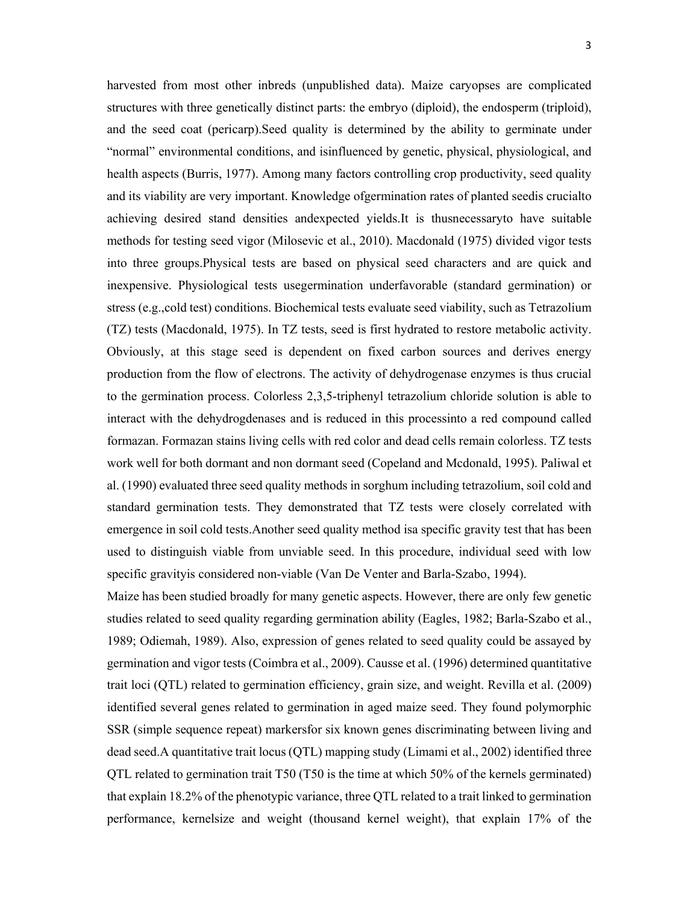harvested from most other inbreds (unpublished data). Maize caryopses are complicated structures with three genetically distinct parts: the embryo (diploid), the endosperm (triploid), and the seed coat (pericarp).Seed quality is determined by the ability to germinate under "normal" environmental conditions, and isinfluenced by genetic, physical, physiological, and health aspects (Burris, 1977). Among many factors controlling crop productivity, seed quality and its viability are very important. Knowledge ofgermination rates of planted seedis crucialto achieving desired stand densities andexpected yields.It is thusnecessaryto have suitable methods for testing seed vigor (Milosevic et al., 2010). Macdonald (1975) divided vigor tests into three groups.Physical tests are based on physical seed characters and are quick and inexpensive. Physiological tests usegermination underfavorable (standard germination) or stress (e.g.,cold test) conditions. Biochemical tests evaluate seed viability, such as Tetrazolium (TZ) tests (Macdonald, 1975). In TZ tests, seed is first hydrated to restore metabolic activity. Obviously, at this stage seed is dependent on fixed carbon sources and derives energy production from the flow of electrons. The activity of dehydrogenase enzymes is thus crucial to the germination process. Colorless 2,3,5-triphenyl tetrazolium chloride solution is able to interact with the dehydrogdenases and is reduced in this processinto a red compound called formazan. Formazan stains living cells with red color and dead cells remain colorless. TZ tests work well for both dormant and non dormant seed (Copeland and Mcdonald, 1995). Paliwal et al. (1990) evaluated three seed quality methods in sorghum including tetrazolium, soil cold and standard germination tests. They demonstrated that TZ tests were closely correlated with emergence in soil cold tests.Another seed quality method isa specific gravity test that has been used to distinguish viable from unviable seed. In this procedure, individual seed with low specific gravityis considered non-viable (Van De Venter and Barla-Szabo, 1994).

Maize has been studied broadly for many genetic aspects. However, there are only few genetic studies related to seed quality regarding germination ability (Eagles, 1982; Barla-Szabo et al., 1989; Odiemah, 1989). Also, expression of genes related to seed quality could be assayed by germination and vigor tests (Coimbra et al., 2009). Causse et al. (1996) determined quantitative trait loci (QTL) related to germination efficiency, grain size, and weight. Revilla et al. (2009) identified several genes related to germination in aged maize seed. They found polymorphic SSR (simple sequence repeat) markersfor six known genes discriminating between living and dead seed.A quantitative trait locus (QTL) mapping study (Limami et al., 2002) identified three QTL related to germination trait T50 (T50 is the time at which 50% of the kernels germinated) that explain 18.2% of the phenotypic variance, three QTL related to a trait linked to germination performance, kernelsize and weight (thousand kernel weight), that explain 17% of the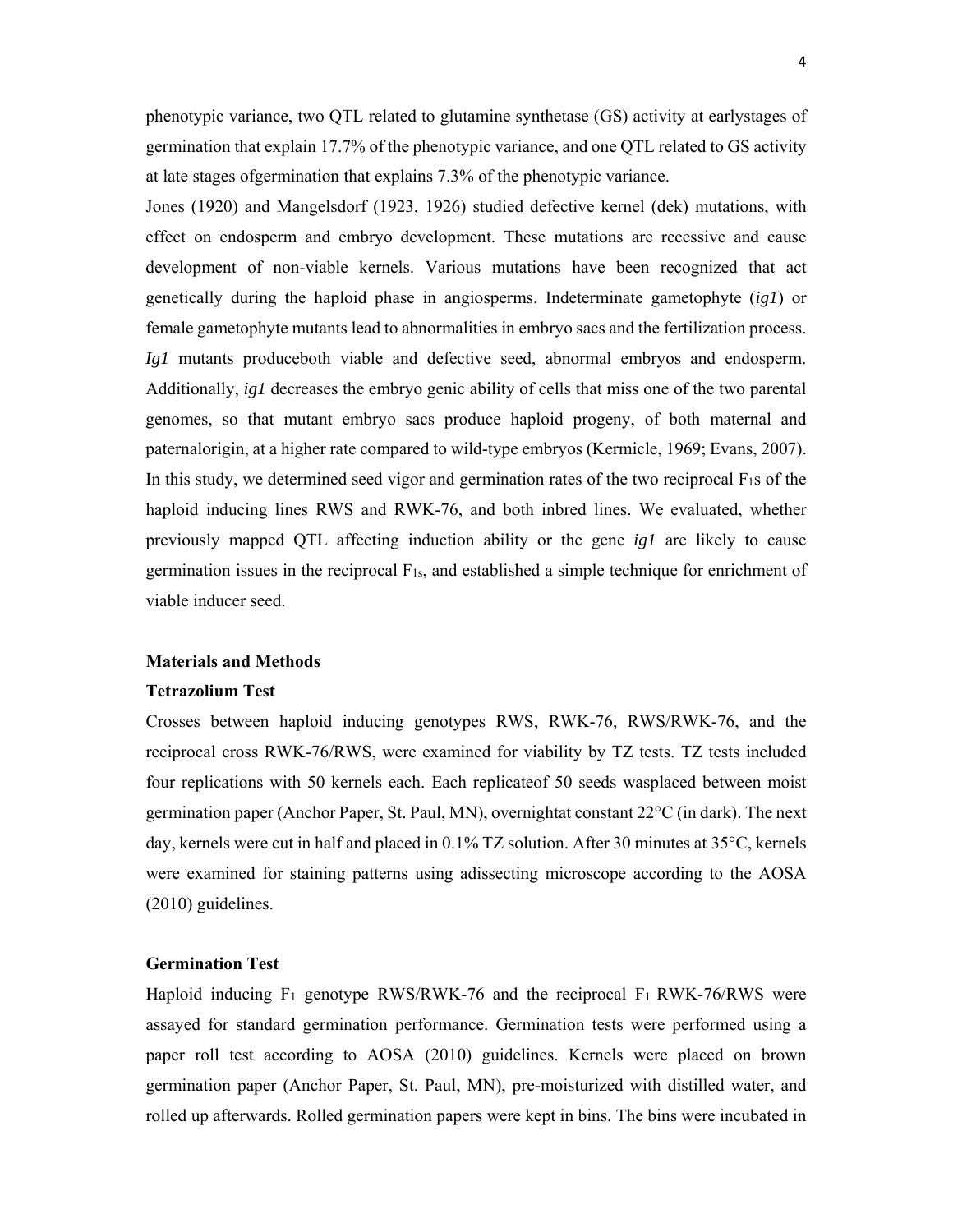phenotypic variance, two QTL related to glutamine synthetase (GS) activity at earlystages of germination that explain 17.7% of the phenotypic variance, and one QTL related to GS activity at late stages ofgermination that explains 7.3% of the phenotypic variance.

Jones (1920) and Mangelsdorf (1923, 1926) studied defective kernel (dek) mutations, with effect on endosperm and embryo development. These mutations are recessive and cause development of non-viable kernels. Various mutations have been recognized that act genetically during the haploid phase in angiosperms. Indeterminate gametophyte (*ig1*) or female gametophyte mutants lead to abnormalities in embryo sacs and the fertilization process. *Ig1* mutants produceboth viable and defective seed, abnormal embryos and endosperm. Additionally, *ig1* decreases the embryo genic ability of cells that miss one of the two parental genomes, so that mutant embryo sacs produce haploid progeny, of both maternal and paternalorigin, at a higher rate compared to wild-type embryos (Kermicle, 1969; Evans, 2007). In this study, we determined seed vigor and germination rates of the two reciprocal $F_1$s of the haploid inducing lines RWS and RWK-76, and both inbred lines. We evaluated, whether previously mapped QTL affecting induction ability or the gene *ig1* are likely to cause germination issues in the reciprocal $F_{1s}$, and established a simple technique for enrichment of viable inducer seed.

## Materials and Methods

### Tetrazolium Test

Crosses between haploid inducing genotypes RWS, RWK-76, RWS/RWK-76, and the reciprocal cross RWK-76/RWS, were examined for viability by TZ tests. TZ tests included four replications with 50 kernels each. Each replicateof 50 seeds wasplaced between moist germination paper (Anchor Paper, St. Paul, MN), overnightat constant 22°C (in dark). The next day, kernels were cut in half and placed in 0.1% TZ solution. After 30 minutes at 35°C, kernels were examined for staining patterns using adissecting microscope according to the AOSA (2010) guidelines.

### Germination Test

Haploid inducing $F_1$ genotype RWS/RWK-76 and the reciprocal $F_1$ RWK-76/RWS were assayed for standard germination performance. Germination tests were performed using a paper roll test according to AOSA (2010) guidelines. Kernels were placed on brown germination paper (Anchor Paper, St. Paul, MN), pre-moisturized with distilled water, and rolled up afterwards. Rolled germination papers were kept in bins. The bins were incubated in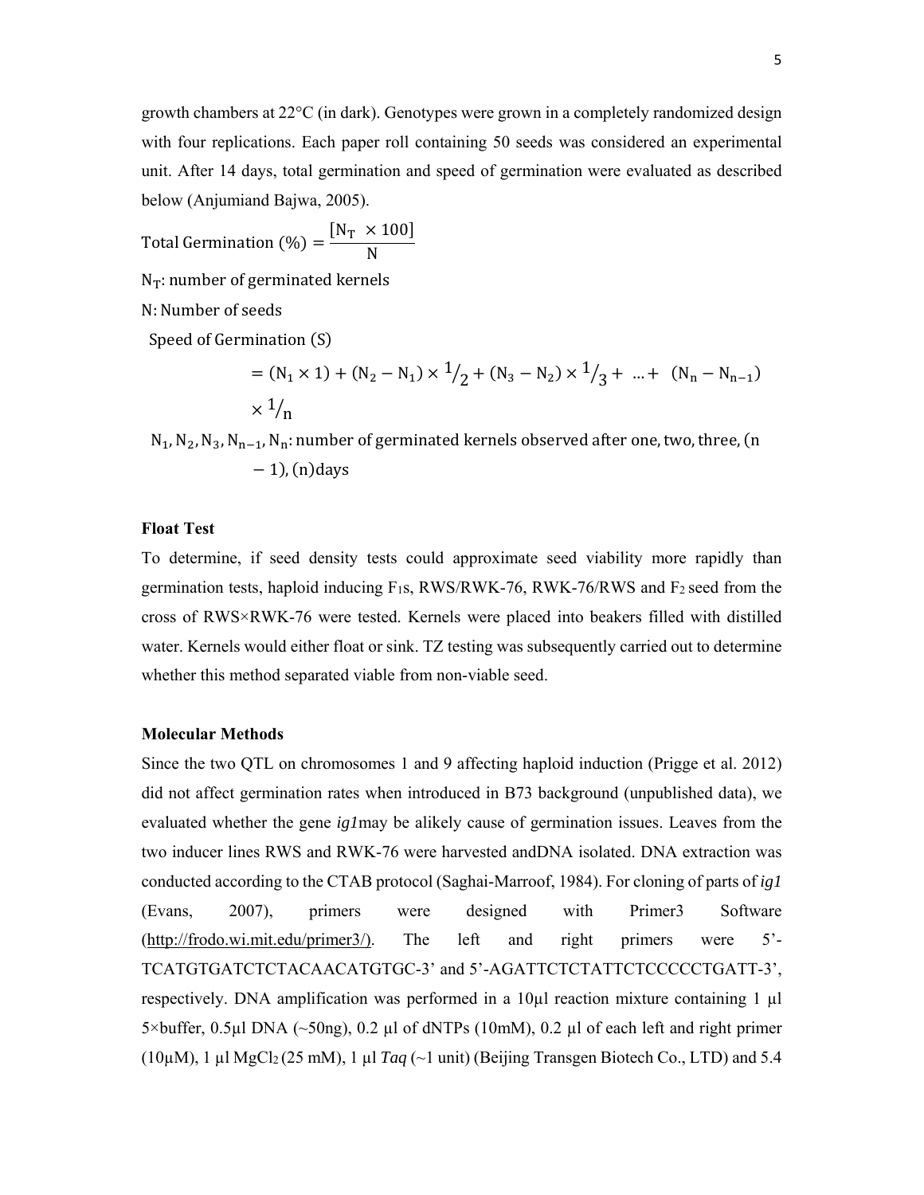growth chambers at 22°C (in dark). Genotypes were grown in a completely randomized design with four replications. Each paper roll containing 50 seeds was considered an experimental unit. After 14 days, total germination and speed of germination were evaluated as described below (Anjumiand Bajwa, 2005).

$$\text{Total Germination (\%)} = \frac{[N_T \times 100]}{N}$$

$N_T$: number of germinated kernels

N: Number of seeds

$$\text{Speed of Germination } (S) = (N_1 \times 1) + (N_2 - N_1) \times {}^{1}\!/_{2} + (N_3 - N_2) \times {}^{1}\!/_{3} + \ldots + (N_n - N_{n-1}) \times {}^{1}\!/_{n}$$

$N_1, N_2, N_3, N_{n-1}, N_n$: number of germinated kernels observed after one, two, three, (n − 1), (n)days

**Float Test**

To determine, if seed density tests could approximate seed viability more rapidly than germination tests, haploid inducing $F_1$s, RWS/RWK-76, RWK-76/RWS and $F_2$ seed from the cross of RWS×RWK-76 were tested. Kernels were placed into beakers filled with distilled water. Kernels would either float or sink. TZ testing was subsequently carried out to determine whether this method separated viable from non-viable seed.

**Molecular Methods**

Since the two QTL on chromosomes 1 and 9 affecting haploid induction (Prigge et al. 2012) did not affect germination rates when introduced in B73 background (unpublished data), we evaluated whether the gene *ig1*may be alikely cause of germination issues. Leaves from the two inducer lines RWS and RWK-76 were harvested andDNA isolated. DNA extraction was conducted according to the CTAB protocol (Saghai-Marroof, 1984). For cloning of parts of *ig1* (Evans, 2007), primers were designed with Primer3 Software (http://frodo.wi.mit.edu/primer3/). The left and right primers were 5'-TCATGTGATCTCTACAACATGTGC-3' and 5'-AGATTCTCTATTCTCCCCCTGATT-3', respectively. DNA amplification was performed in a 10µl reaction mixture containing 1 µl 5×buffer, 0.5µl DNA (~50ng), 0.2 µl of dNTPs (10mM), 0.2 µl of each left and right primer (10µM), 1 µl $MgCl_2$ (25 mM), 1 µl *Taq* (~1 unit) (Beijing Transgen Biotech Co., LTD) and 5.4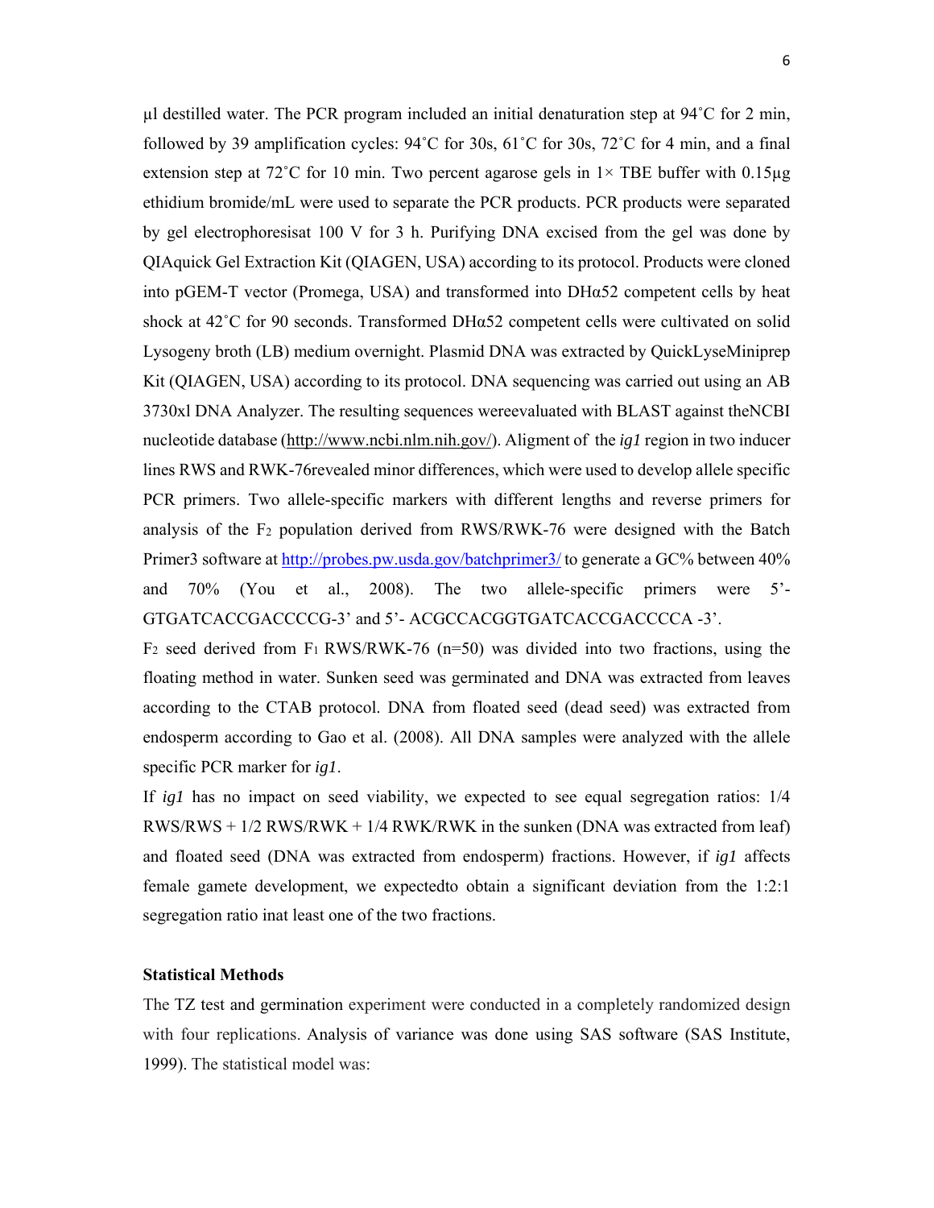µl destilled water. The PCR program included an initial denaturation step at 94˚C for 2 min, followed by 39 amplification cycles: 94˚C for 30s, 61˚C for 30s, 72˚C for 4 min, and a final extension step at 72˚C for 10 min. Two percent agarose gels in 1× TBE buffer with 0.15µg ethidium bromide/mL were used to separate the PCR products. PCR products were separated by gel electrophoresisat 100 V for 3 h. Purifying DNA excised from the gel was done by QIAquick Gel Extraction Kit (QIAGEN, USA) according to its protocol. Products were cloned into pGEM-T vector (Promega, USA) and transformed into DHα52 competent cells by heat shock at 42˚C for 90 seconds. Transformed DHα52 competent cells were cultivated on solid Lysogeny broth (LB) medium overnight. Plasmid DNA was extracted by QuickLyseMiniprep Kit (QIAGEN, USA) according to its protocol. DNA sequencing was carried out using an AB 3730xl DNA Analyzer. The resulting sequences wereevaluated with BLAST against theNCBI nucleotide database (http://www.ncbi.nlm.nih.gov/). Aligment of the *ig1* region in two inducer lines RWS and RWK-76revealed minor differences, which were used to develop allele specific PCR primers. Two allele-specific markers with different lengths and reverse primers for analysis of the $F_2$ population derived from RWS/RWK-76 were designed with the Batch Primer3 software at http://probes.pw.usda.gov/batchprimer3/ to generate a GC% between 40% and 70% (You et al., 2008). The two allele-specific primers were 5'-GTGATCACCGACCCCG-3' and 5'- ACGCCACGGTGATCACCGACCCCA -3'.

$F_2$ seed derived from $F_1$ RWS/RWK-76 (n=50) was divided into two fractions, using the floating method in water. Sunken seed was germinated and DNA was extracted from leaves according to the CTAB protocol. DNA from floated seed (dead seed) was extracted from endosperm according to Gao et al. (2008). All DNA samples were analyzed with the allele specific PCR marker for *ig1*.

If *ig1* has no impact on seed viability, we expected to see equal segregation ratios: 1/4 RWS/RWS + 1/2 RWS/RWK + 1/4 RWK/RWK in the sunken (DNA was extracted from leaf) and floated seed (DNA was extracted from endosperm) fractions. However, if *ig1* affects female gamete development, we expectedto obtain a significant deviation from the 1:2:1 segregation ratio inat least one of the two fractions.

**Statistical Methods**

The TZ test and germination experiment were conducted in a completely randomized design with four replications. Analysis of variance was done using SAS software (SAS Institute, 1999). The statistical model was: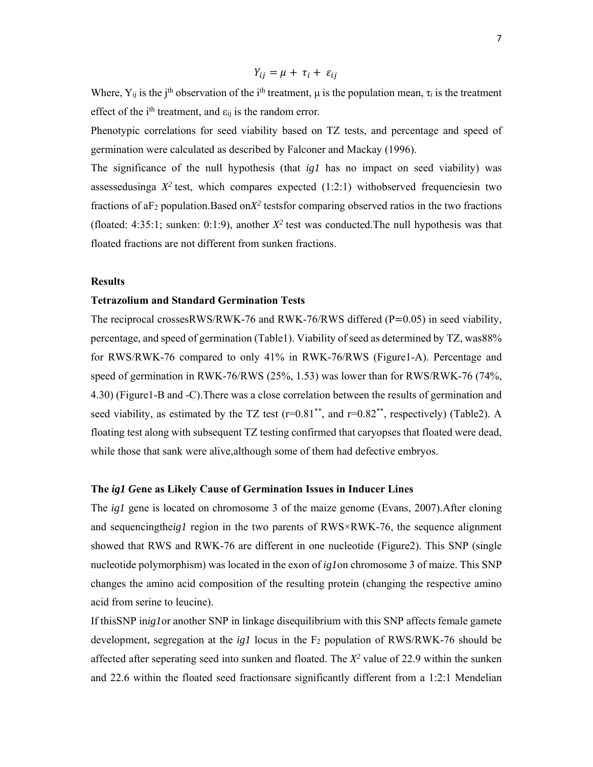$$Y_{ij} = \mu + \tau_i + \varepsilon_{ij}$$

Where, $Y_{ij}$ is the j[th] observation of the i[th] treatment, μ is the population mean, $\tau_i$ is the treatment effect of the i[th] treatment, and $\varepsilon_{ij}$ is the random error.

Phenotypic correlations for seed viability based on TZ tests, and percentage and speed of germination were calculated as described by Falconer and Mackay (1996).

The significance of the null hypothesis (that *ig1* has no impact on seed viability) was assessedusinga $X^2$ test, which compares expected (1:2:1) withobserved frequenciesin two fractions of a$F_2$ population.Based on$X^2$ testsfor comparing observed ratios in the two fractions (floated: 4:35:1; sunken: 0:1:9), another $X^2$ test was conducted.The null hypothesis was that floated fractions are not different from sunken fractions.

## Results

### Tetrazolium and Standard Germination Tests

The reciprocal crossesRWS/RWK-76 and RWK-76/RWS differed (P=0.05) in seed viability, percentage, and speed of germination (Table1). Viability of seed as determined by TZ, was88% for RWS/RWK-76 compared to only 41% in RWK-76/RWS (Figure1-A). Percentage and speed of germination in RWK-76/RWS (25%, 1.53) was lower than for RWS/RWK-76 (74%, 4.30) (Figure1-B and -C).There was a close correlation between the results of germination and seed viability, as estimated by the TZ test ($r=0.81^{**}$, and $r=0.82^{**}$, respectively) (Table2). A floating test along with subsequent TZ testing confirmed that caryopses that floated were dead, while those that sank were alive,although some of them had defective embryos.

### The *ig1 G*ene as Likely Cause of Germination Issues in Inducer Lines

The *ig1* gene is located on chromosome 3 of the maize genome (Evans, 2007).After cloning and sequencingthe*ig1* region in the two parents of RWS×RWK-76, the sequence alignment showed that RWS and RWK-76 are different in one nucleotide (Figure2). This SNP (single nucleotide polymorphism) was located in the exon of *ig1*on chromosome 3 of maize. This SNP changes the amino acid composition of the resulting protein (changing the respective amino acid from serine to leucine).

If thisSNP in*ig1*or another SNP in linkage disequilibrium with this SNP affects female gamete development, segregation at the *ig1* locus in the $F_2$ population of RWS/RWK-76 should be affected after seperating seed into sunken and floated. The $X^2$ value of 22.9 within the sunken and 22.6 within the floated seed fractionsare significantly different from a 1:2:1 Mendelian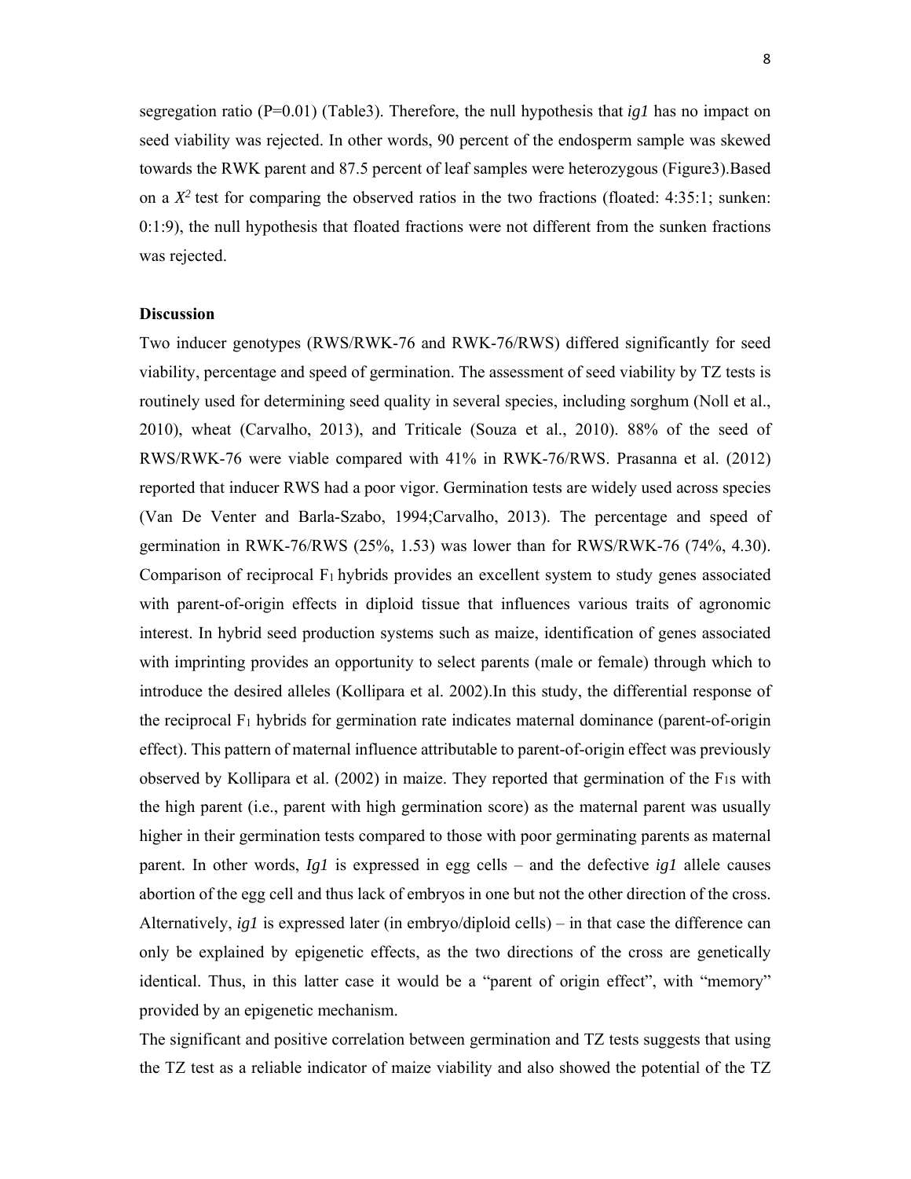segregation ratio (P=0.01) (Table3). Therefore, the null hypothesis that *ig1* has no impact on seed viability was rejected. In other words, 90 percent of the endosperm sample was skewed towards the RWK parent and 87.5 percent of leaf samples were heterozygous (Figure3).Based on a $X^2$ test for comparing the observed ratios in the two fractions (floated: 4:35:1; sunken: 0:1:9), the null hypothesis that floated fractions were not different from the sunken fractions was rejected.

**Discussion**

Two inducer genotypes (RWS/RWK-76 and RWK-76/RWS) differed significantly for seed viability, percentage and speed of germination. The assessment of seed viability by TZ tests is routinely used for determining seed quality in several species, including sorghum (Noll et al., 2010), wheat (Carvalho, 2013), and Triticale (Souza et al., 2010). 88% of the seed of RWS/RWK-76 were viable compared with 41% in RWK-76/RWS. Prasanna et al. (2012) reported that inducer RWS had a poor vigor. Germination tests are widely used across species (Van De Venter and Barla-Szabo, 1994;Carvalho, 2013). The percentage and speed of germination in RWK-76/RWS (25%, 1.53) was lower than for RWS/RWK-76 (74%, 4.30). Comparison of reciprocal $F_1$ hybrids provides an excellent system to study genes associated with parent-of-origin effects in diploid tissue that influences various traits of agronomic interest. In hybrid seed production systems such as maize, identification of genes associated with imprinting provides an opportunity to select parents (male or female) through which to introduce the desired alleles (Kollipara et al. 2002).In this study, the differential response of the reciprocal $F_1$ hybrids for germination rate indicates maternal dominance (parent-of-origin effect). This pattern of maternal influence attributable to parent-of-origin effect was previously observed by Kollipara et al. (2002) in maize. They reported that germination of the $F_1$s with the high parent (i.e., parent with high germination score) as the maternal parent was usually higher in their germination tests compared to those with poor germinating parents as maternal parent. In other words, *Ig1* is expressed in egg cells – and the defective *ig1* allele causes abortion of the egg cell and thus lack of embryos in one but not the other direction of the cross. Alternatively, *ig1* is expressed later (in embryo/diploid cells) – in that case the difference can only be explained by epigenetic effects, as the two directions of the cross are genetically identical. Thus, in this latter case it would be a "parent of origin effect", with "memory" provided by an epigenetic mechanism.

The significant and positive correlation between germination and TZ tests suggests that using the TZ test as a reliable indicator of maize viability and also showed the potential of the TZ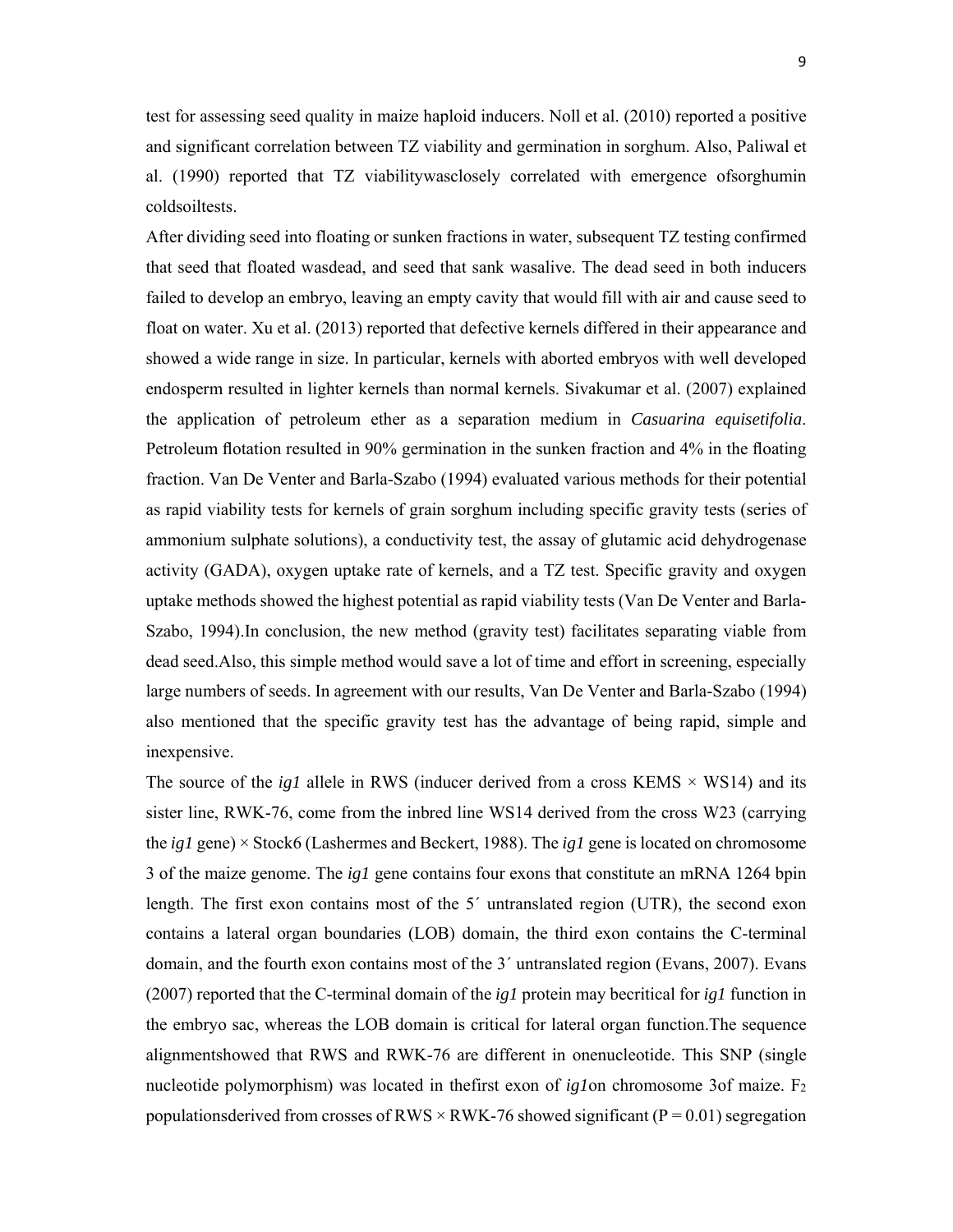test for assessing seed quality in maize haploid inducers. Noll et al. (2010) reported a positive and significant correlation between TZ viability and germination in sorghum. Also, Paliwal et al. (1990) reported that TZ viabilitywasclosely correlated with emergence ofsorghumin coldsoiltests.

After dividing seed into floating or sunken fractions in water, subsequent TZ testing confirmed that seed that floated wasdead, and seed that sank wasalive. The dead seed in both inducers failed to develop an embryo, leaving an empty cavity that would fill with air and cause seed to float on water. Xu et al. (2013) reported that defective kernels differed in their appearance and showed a wide range in size. In particular, kernels with aborted embryos with well developed endosperm resulted in lighter kernels than normal kernels. Sivakumar et al. (2007) explained the application of petroleum ether as a separation medium in *Casuarina equisetifolia*. Petroleum flotation resulted in 90% germination in the sunken fraction and 4% in the floating fraction. Van De Venter and Barla-Szabo (1994) evaluated various methods for their potential as rapid viability tests for kernels of grain sorghum including specific gravity tests (series of ammonium sulphate solutions), a conductivity test, the assay of glutamic acid dehydrogenase activity (GADA), oxygen uptake rate of kernels, and a TZ test. Specific gravity and oxygen uptake methods showed the highest potential as rapid viability tests (Van De Venter and Barla-Szabo, 1994).In conclusion, the new method (gravity test) facilitates separating viable from dead seed.Also, this simple method would save a lot of time and effort in screening, especially large numbers of seeds. In agreement with our results, Van De Venter and Barla-Szabo (1994) also mentioned that the specific gravity test has the advantage of being rapid, simple and inexpensive.

The source of the *ig1* allele in RWS (inducer derived from a cross KEMS × WS14) and its sister line, RWK-76, come from the inbred line WS14 derived from the cross W23 (carrying the *ig1* gene) × Stock6 (Lashermes and Beckert, 1988). The *ig1* gene is located on chromosome 3 of the maize genome. The *ig1* gene contains four exons that constitute an mRNA 1264 bpin length. The first exon contains most of the 5´ untranslated region (UTR), the second exon contains a lateral organ boundaries (LOB) domain, the third exon contains the C-terminal domain, and the fourth exon contains most of the 3´ untranslated region (Evans, 2007). Evans (2007) reported that the C-terminal domain of the *ig1* protein may becritical for *ig1* function in the embryo sac, whereas the LOB domain is critical for lateral organ function.The sequence alignmentshowed that RWS and RWK-76 are different in onenucleotide. This SNP (single nucleotide polymorphism) was located in thefirst exon of *ig1*on chromosome 3of maize. $F_2$ populationsderived from crosses of RWS × RWK-76 showed significant ($P = 0.01$) segregation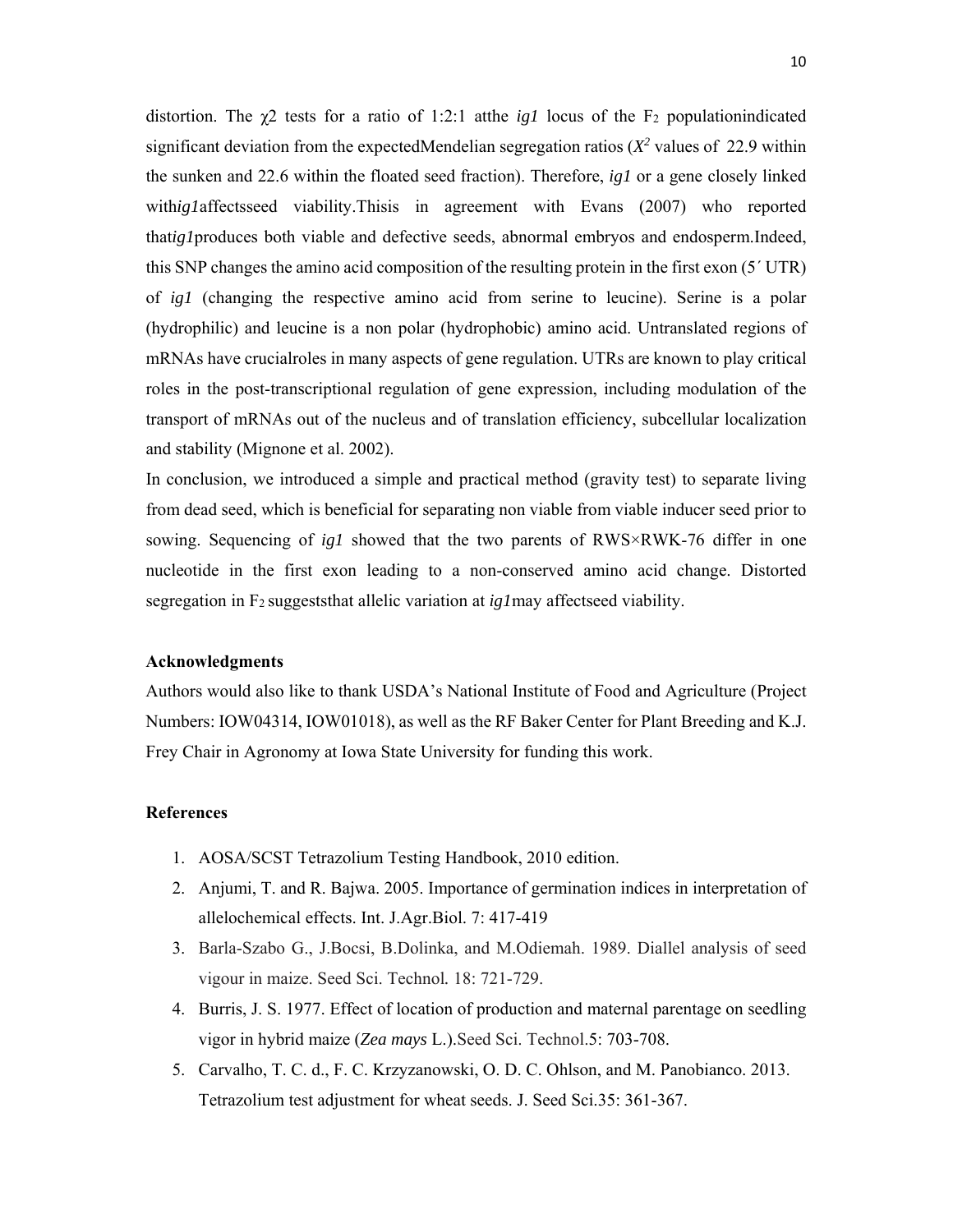distortion. The $\chi 2$ tests for a ratio of 1:2:1 atthe *ig1* locus of the $F_2$ populationindicated significant deviation from the expectedMendelian segregation ratios ($X^2$ values of 22.9 within the sunken and 22.6 within the floated seed fraction). Therefore, *ig1* or a gene closely linked with*ig1*affectsseed viability.Thisis in agreement with Evans (2007) who reported that*ig1*produces both viable and defective seeds, abnormal embryos and endosperm.Indeed, this SNP changes the amino acid composition of the resulting protein in the first exon (5´ UTR) of *ig1* (changing the respective amino acid from serine to leucine). Serine is a polar (hydrophilic) and leucine is a non polar (hydrophobic) amino acid. Untranslated regions of mRNAs have crucialroles in many aspects of gene regulation. UTRs are known to play critical roles in the post-transcriptional regulation of gene expression, including modulation of the transport of mRNAs out of the nucleus and of translation efficiency, subcellular localization and stability (Mignone et al. 2002).

In conclusion, we introduced a simple and practical method (gravity test) to separate living from dead seed, which is beneficial for separating non viable from viable inducer seed prior to sowing. Sequencing of *ig1* showed that the two parents of RWS×RWK-76 differ in one nucleotide in the first exon leading to a non-conserved amino acid change. Distorted segregation in $F_2$ suggeststhat allelic variation at *ig1*may affectseed viability.

**Acknowledgments**

Authors would also like to thank USDA's National Institute of Food and Agriculture (Project Numbers: IOW04314, IOW01018), as well as the RF Baker Center for Plant Breeding and K.J. Frey Chair in Agronomy at Iowa State University for funding this work.

**References**

1. AOSA/SCST Tetrazolium Testing Handbook, 2010 edition.
2. Anjumi, T. and R. Bajwa. 2005. Importance of germination indices in interpretation of allelochemical effects. Int. J.Agr.Biol. 7: 417-419
3. Barla-Szabo G., J.Bocsi, B.Dolinka, and M.Odiemah. 1989. Diallel analysis of seed vigour in maize. Seed Sci. Technol. 18: 721-729.
4. Burris, J. S. 1977. Effect of location of production and maternal parentage on seedling vigor in hybrid maize (*Zea mays* L.).Seed Sci. Technol.5: 703-708.
5. Carvalho, T. C. d., F. C. Krzyzanowski, O. D. C. Ohlson, and M. Panobianco. 2013. Tetrazolium test adjustment for wheat seeds. J. Seed Sci.35: 361-367.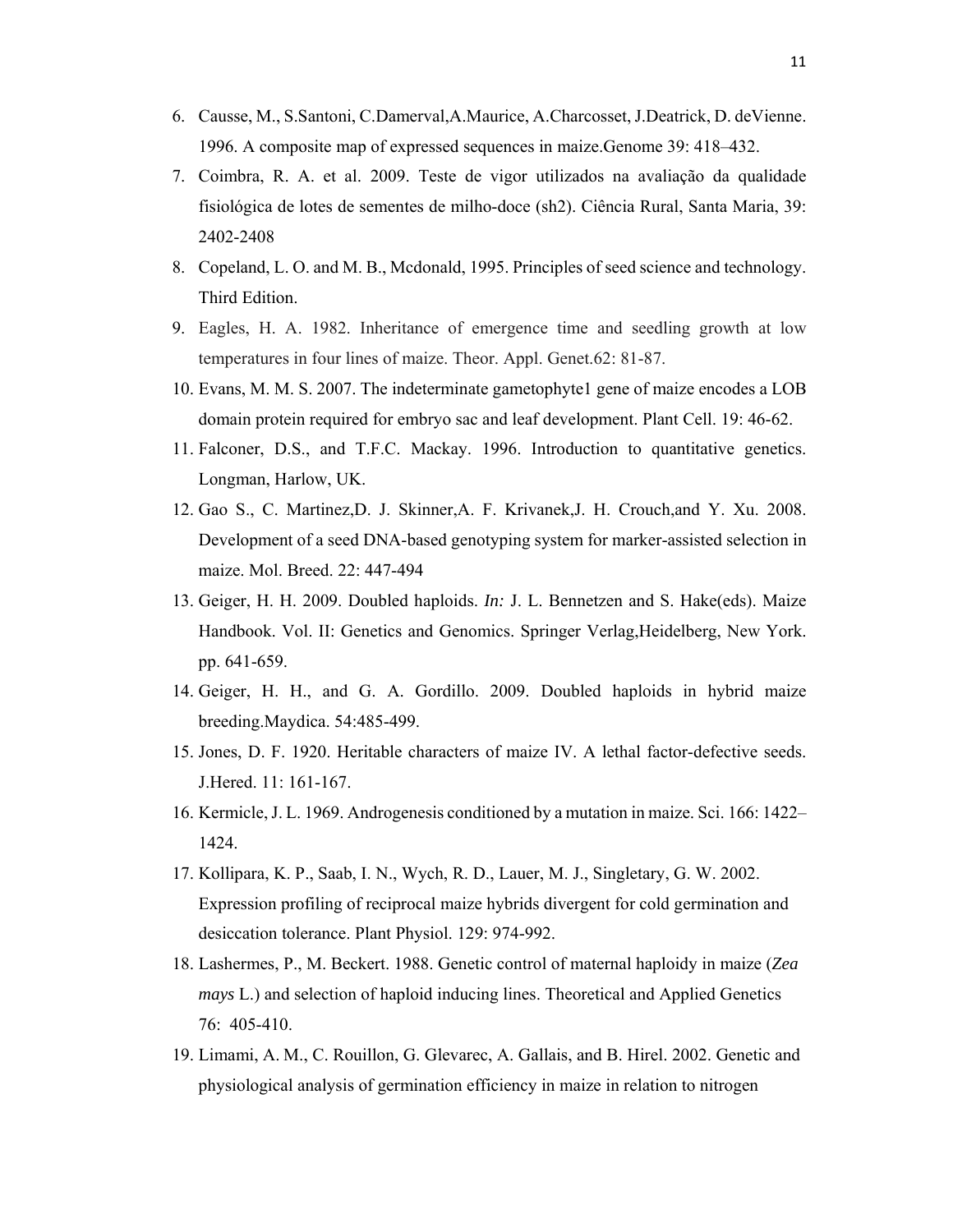6. Causse, M., S.Santoni, C.Damerval,A.Maurice, A.Charcosset, J.Deatrick, D. deVienne. 1996. A composite map of expressed sequences in maize.Genome 39: 418–432.
7. Coimbra, R. A. et al. 2009. Teste de vigor utilizados na avaliação da qualidade fisiológica de lotes de sementes de milho-doce (sh2). Ciência Rural, Santa Maria, 39: 2402-2408
8. Copeland, L. O. and M. B., Mcdonald, 1995. Principles of seed science and technology. Third Edition.
9. Eagles, H. A. 1982. Inheritance of emergence time and seedling growth at low temperatures in four lines of maize. Theor. Appl. Genet.62: 81-87.
10. Evans, M. M. S. 2007. The indeterminate gametophyte1 gene of maize encodes a LOB domain protein required for embryo sac and leaf development. Plant Cell. 19: 46-62.
11. Falconer, D.S., and T.F.C. Mackay. 1996. Introduction to quantitative genetics. Longman, Harlow, UK.
12. Gao S., C. Martinez,D. J. Skinner,A. F. Krivanek,J. H. Crouch,and Y. Xu. 2008. Development of a seed DNA-based genotyping system for marker-assisted selection in maize. Mol. Breed. 22: 447-494
13. Geiger, H. H. 2009. Doubled haploids. *In:* J. L. Bennetzen and S. Hake(eds). Maize Handbook. Vol. II: Genetics and Genomics. Springer Verlag,Heidelberg, New York. pp. 641-659.
14. Geiger, H. H., and G. A. Gordillo. 2009. Doubled haploids in hybrid maize breeding.Maydica. 54:485-499.
15. Jones, D. F. 1920. Heritable characters of maize IV. A lethal factor-defective seeds. J.Hered. 11: 161-167.
16. Kermicle, J. L. 1969. Androgenesis conditioned by a mutation in maize. Sci. 166: 1422–1424.
17. Kollipara, K. P., Saab, I. N., Wych, R. D., Lauer, M. J., Singletary, G. W. 2002. Expression profiling of reciprocal maize hybrids divergent for cold germination and desiccation tolerance. Plant Physiol. 129: 974-992.
18. Lashermes, P., M. Beckert. 1988. Genetic control of maternal haploidy in maize (*Zea mays* L.) and selection of haploid inducing lines. Theoretical and Applied Genetics 76: 405-410.
19. Limami, A. M., C. Rouillon, G. Glevarec, A. Gallais, and B. Hirel. 2002. Genetic and physiological analysis of germination efficiency in maize in relation to nitrogen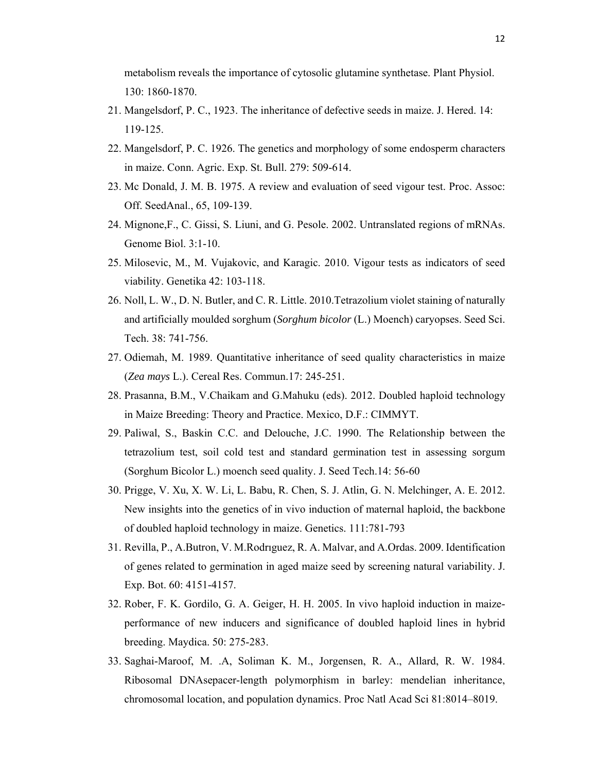metabolism reveals the importance of cytosolic glutamine synthetase. Plant Physiol. 130: 1860-1870.

21. Mangelsdorf, P. C., 1923. The inheritance of defective seeds in maize. J. Hered. 14: 119-125.
22. Mangelsdorf, P. C. 1926. The genetics and morphology of some endosperm characters in maize. Conn. Agric. Exp. St. Bull. 279: 509-614.
23. Mc Donald, J. M. B. 1975. A review and evaluation of seed vigour test. Proc. Assoc: Off. SeedAnal., 65, 109-139.
24. Mignone,F., C. Gissi, S. Liuni, and G. Pesole. 2002. Untranslated regions of mRNAs. Genome Biol. 3:1-10.
25. Milosevic, M., M. Vujakovic, and Karagic. 2010. Vigour tests as indicators of seed viability. Genetika 42: 103-118.
26. Noll, L. W., D. N. Butler, and C. R. Little. 2010.Tetrazolium violet staining of naturally and artificially moulded sorghum (*Sorghum bicolor* (L.) Moench) caryopses. Seed Sci. Tech. 38: 741-756.
27. Odiemah, M. 1989. Quantitative inheritance of seed quality characteristics in maize (*Zea mays* L.). Cereal Res. Commun.17: 245-251.
28. Prasanna, B.M., V.Chaikam and G.Mahuku (eds). 2012. Doubled haploid technology in Maize Breeding: Theory and Practice. Mexico, D.F.: CIMMYT.
29. Paliwal, S., Baskin C.C. and Delouche, J.C. 1990. The Relationship between the tetrazolium test, soil cold test and standard germination test in assessing sorgum (Sorghum Bicolor L.) moench seed quality. J. Seed Tech.14: 56-60
30. Prigge, V. Xu, X. W. Li, L. Babu, R. Chen, S. J. Atlin, G. N. Melchinger, A. E. 2012. New insights into the genetics of in vivo induction of maternal haploid, the backbone of doubled haploid technology in maize. Genetics. 111:781-793
31. Revilla, P., A.Butron, V. M.Rodrıguez, R. A. Malvar, and A.Ordas. 2009. Identification of genes related to germination in aged maize seed by screening natural variability. J. Exp. Bot. 60: 4151-4157.
32. Rober, F. K. Gordilo, G. A. Geiger, H. H. 2005. In vivo haploid induction in maize-performance of new inducers and significance of doubled haploid lines in hybrid breeding. Maydica. 50: 275-283.
33. Saghai-Maroof, M. .A, Soliman K. M., Jorgensen, R. A., Allard, R. W. 1984. Ribosomal DNAsepacer-length polymorphism in barley: mendelian inheritance, chromosomal location, and population dynamics. Proc Natl Acad Sci 81:8014–8019.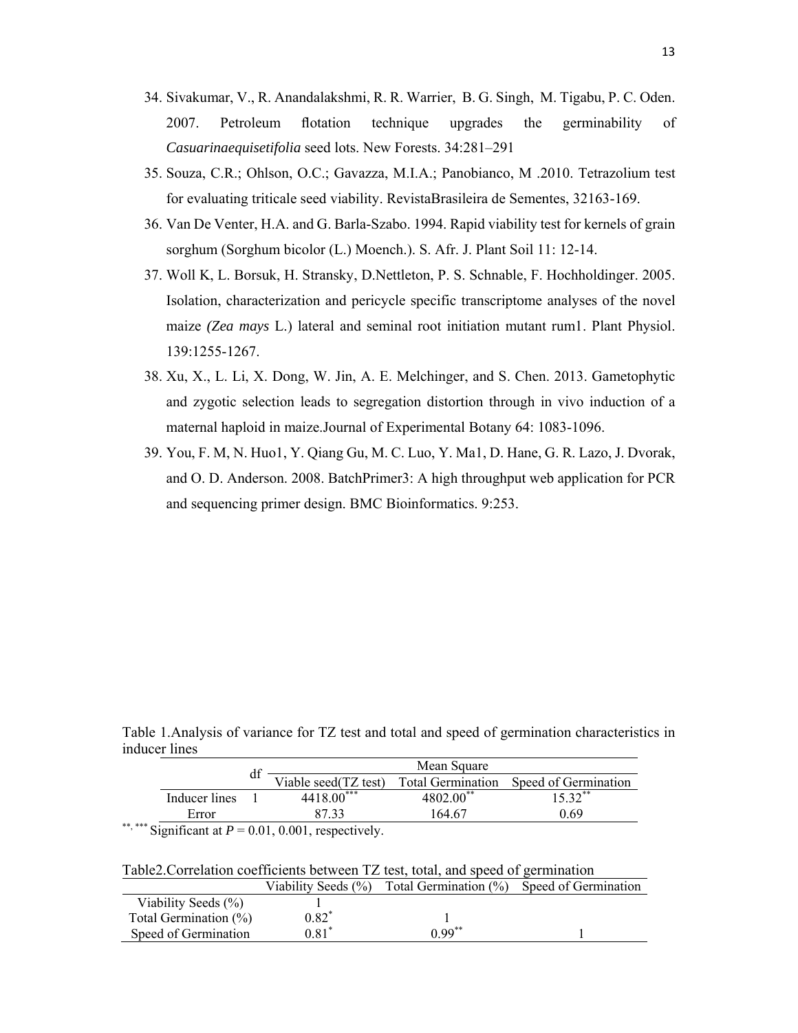34. Sivakumar, V., R. Anandalakshmi, R. R. Warrier, B. G. Singh, M. Tigabu, P. C. Oden. 2007. Petroleum flotation technique upgrades the germinability of *Casuarinaequisetifolia* seed lots. New Forests. 34:281–291
35. Souza, C.R.; Ohlson, O.C.; Gavazza, M.I.A.; Panobianco, M .2010. Tetrazolium test for evaluating triticale seed viability. RevistaBrasileira de Sementes, 32163-169.
36. Van De Venter, H.A. and G. Barla-Szabo. 1994. Rapid viability test for kernels of grain sorghum (Sorghum bicolor (L.) Moench.). S. Afr. J. Plant Soil 11: 12-14.
37. Woll K, L. Borsuk, H. Stransky, D.Nettleton, P. S. Schnable, F. Hochholdinger. 2005. Isolation, characterization and pericycle specific transcriptome analyses of the novel maize *(Zea mays* L.) lateral and seminal root initiation mutant rum1. Plant Physiol. 139:1255-1267.
38. Xu, X., L. Li, X. Dong, W. Jin, A. E. Melchinger, and S. Chen. 2013. Gametophytic and zygotic selection leads to segregation distortion through in vivo induction of a maternal haploid in maize.Journal of Experimental Botany 64: 1083-1096.
39. You, F. M, N. Huo1, Y. Qiang Gu, M. C. Luo, Y. Ma1, D. Hane, G. R. Lazo, J. Dvorak, and O. D. Anderson. 2008. BatchPrimer3: A high throughput web application for PCR and sequencing primer design. BMC Bioinformatics. 9:253.

Table 1.Analysis of variance for TZ test and total and speed of germination characteristics in inducer lines

| | df | Mean Square | | |
|---|---|---|---|---|
| | | Viable seed(TZ test) | Total Germination | Speed of Germination |
| Inducer lines | 1 | $4418.00^{***}$ | $4802.00^{**}$ | $15.32^{**}$ |
| Error | | 87.33 | 164.67 | 0.69 |

$^{**, ***}$ Significant at $P = 0.01$, 0.001, respectively.

Table2.Correlation coefficients between TZ test, total, and speed of germination

| | Viability Seeds (%) | Total Germination (%) | Speed of Germination |
|---|---|---|---|
| Viability Seeds (%) | 1 | | |
| Total Germination (%) | $0.82^{*}$ | 1 | |
| Speed of Germination | $0.81^{*}$ | $0.99^{**}$ | 1 |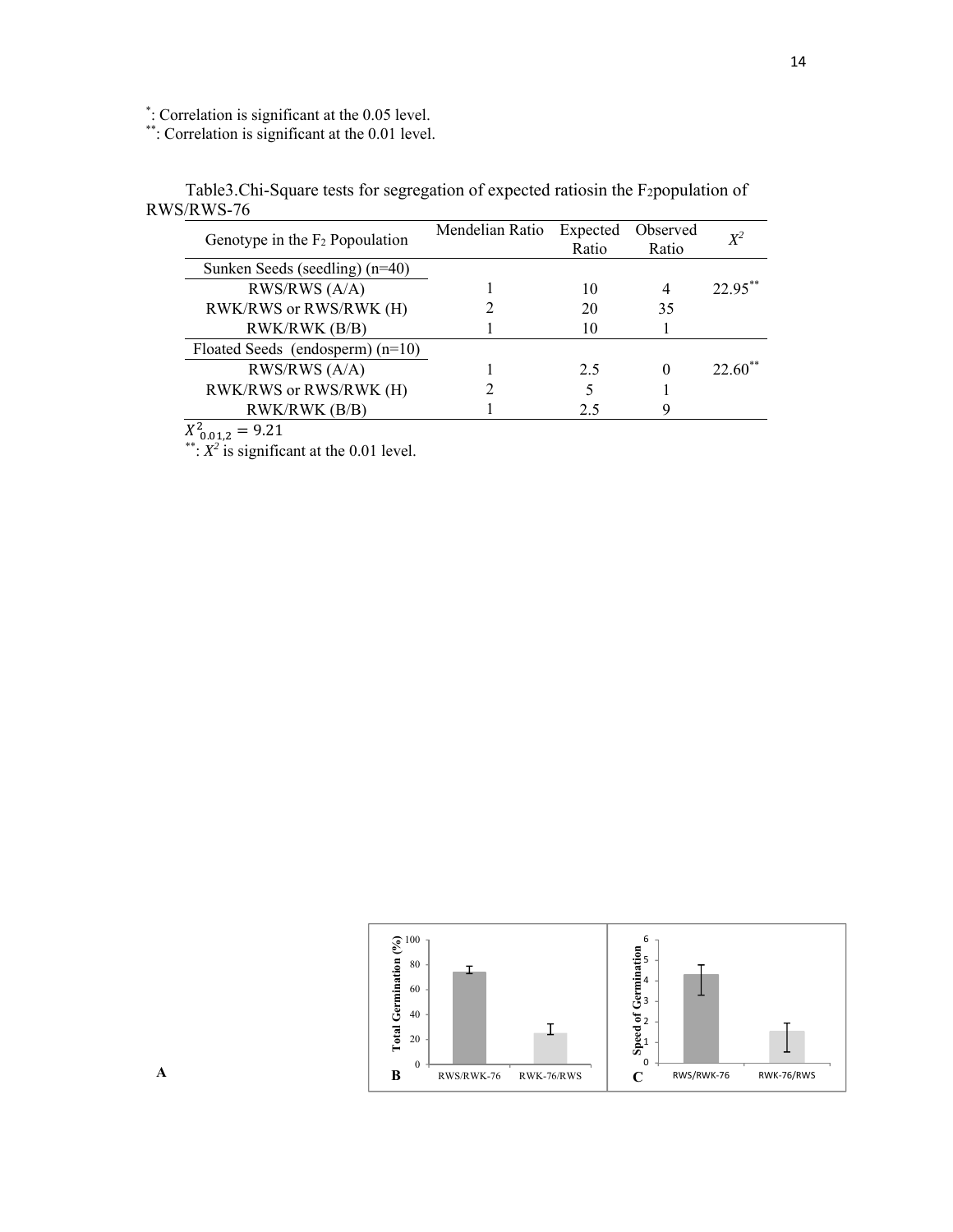*: Correlation is significant at the 0.05 level.
**: Correlation is significant at the 0.01 level.

Table3.Chi-Square tests for segregation of expected ratiosin the $F_2$population of RWS/RWS-76

| Genotype in the $F_2$ Popoulation | Mendelian Ratio | Expected Ratio | Observed Ratio | $X^2$ |
|---|---|---|---|---|
| Sunken Seeds (seedling) (n=40) | | | | |
| RWS/RWS (A/A) | 1 | 10 | 4 | 22.95** |
| RWK/RWS or RWS/RWK (H) | 2 | 20 | 35 | |
| RWK/RWK (B/B) | 1 | 10 | 1 | |
| Floated Seeds (endosperm) (n=10) | | | | |
| RWS/RWS (A/A) | 1 | 2.5 | 0 | 22.60** |
| RWK/RWS or RWS/RWK (H) | 2 | 5 | 1 | |
| RWK/RWK (B/B) | 1 | 2.5 | 9 | |

$X^2_{0.01,2} = 9.21$

**: $X^2$ is significant at the 0.01 level.

A

Total Germination (%)

100
80
60
40
20
0

B

RWS/RWK-76
RWK-76/RWS

Speed of Germination

6
5
4
3
2
1
0

C

RWS/RWK-76
RWK-76/RWS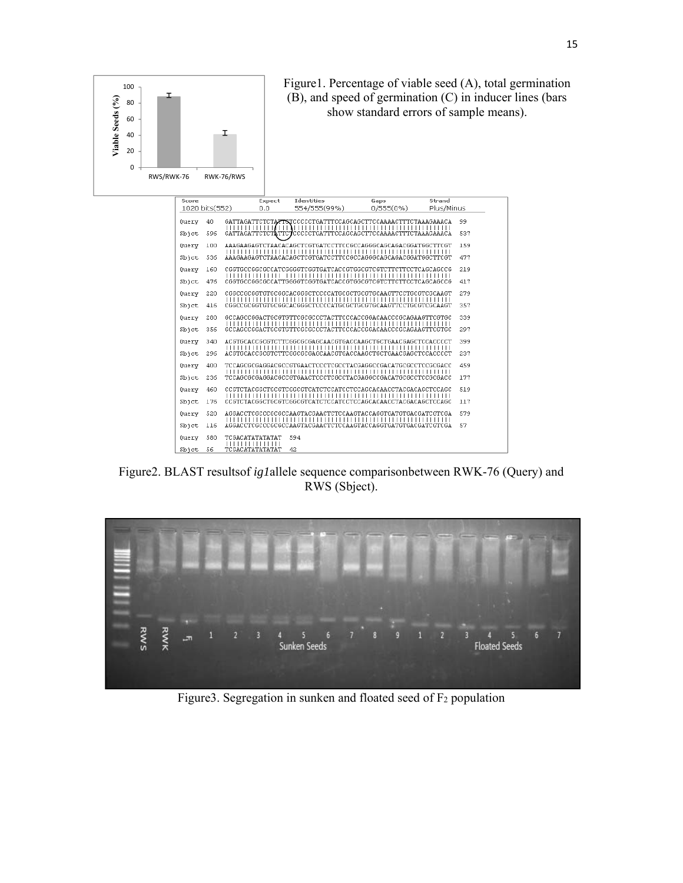100
80
60
40
20
0
Viable Seeds (%)
RWS/RWK-76
RWK-76/RWS

Figure1. Percentage of viable seed (A), total germination (B), and speed of germination (C) in inducer lines (bars show standard errors of sample means).

```
Score           Expect  Identities     Gaps       Strand
1020 bits(552)  0.0     554/555(99%)   0/555(0%)  Plus/Minus

Query  40   GATTAGATTCTCTATTCTCCCCCTGATTTCCAGCAGCTTCCAAAACTTTCTAAAGAAACA  99
Sbjct  596  GATTAGATTCTCTATTCTCCCCCTGATTTCCAGCAGCTTCCAAAACTTTCTAAAGAAACA  537

Query  100  AAAGAAGAGTCTAACACAGCTCGTGATCCTTCCGCCAGGGCAGCAGACGGATGGCTTCGT  159
Sbjct  536  AAAGAAGAGTCTAACACAGCTCGTGATCCTTCCGCCAGGGCAGCAGACGGATGGCTTCGT  477

Query  160  CGGTGCCGGCGCCATCGGGGTCGGTGATCACCGTGGCGTCGTCTTCTTCCTCAGCAGCCG  219
Sbjct  476  CGGTGCCGGCGCCATTGGGGTCGGTGATCACCGTGGCGTCGTCTTCTTCCTCAGCAGCCG  417

Query  220  CGGCCGCGGTGTGCGGCACGGGCTCCCCATGCGCTGCGTGCAAGTTCCTGCGTCGCAAGT  279
Sbjct  416  CGGCCGCGGTGTGCGGCACGGGCTCCCCATGCGCTGCGTGCAAGTTCCTGCGTCGCAAGT  357

Query  280  GCCAGCCGGACTGCGTGTTCGCGCCCTACTTCCCACCGGACAACCCGCAGAAGTTCGTGC  339
Sbjct  356  GCCAGCCGGACTGCGTGTTCGCGCCCTACTTCCCACCGGACAACCCGCAGAAGTTCGTGC  297

Query  340  ACGTGCACCGCGTCTTCGGCGCGAGCAACGTGACCAAGCTGCTGAACGAGCTCCACCCCT  399
Sbjct  296  ACGTGCACCGCGTCTTCGGCGCGAGCAACGTGACCAAGCTGCTGAACGAGCTCCACCCCT  237

Query  400  TCCAGCGCGAGGACGCCGTGAACTCCCTCGCCTACGAGGCCGACATGCGCCTCCGCGACC  459
Sbjct  236  TCCAGCGCGAGGACGCCGTGAACTCCCTCGCCTACGAGGCCGACATGCGCCTCCGCGACC  177

Query  460  CCGTCTACGGCTGCGTCGGCGTCATCTCCATCCTCCAGCACAACCTACGACAGCTCCAGC  519
Sbjct  176  CCGTCTACGGCTGCGTCGGCGTCATCTCCATCCTCCAGCACAACCTACGACAGCTCCAGC  117

Query  520  AGGACCTCGCCCGCGCCAAGTACGAACTCTCCAAGTACCAGGTGATGTGACGATCGTCGA  579
Sbjct  116  AGGACCTCGCCCGCGCCAAGTACGAACTCTCCAAGTACCAGGTGATGTGACGATCGTCGA  57

Query  580  TCGACATATATATAT  594
Sbjct  56   TCGACATATATATAT  42
```

Figure2. BLAST resultsof *ig1*allele sequence comparisonbetween RWK-76 (Query) and RWS (Sbject).

RWS RWK $F_1$ 1 2 3 4 5 6 7 8 9 1 2 3 4 5 6 7
Sunken Seeds
Floated Seeds

Figure3. Segregation in sunken and floated seed of $F_2$ population